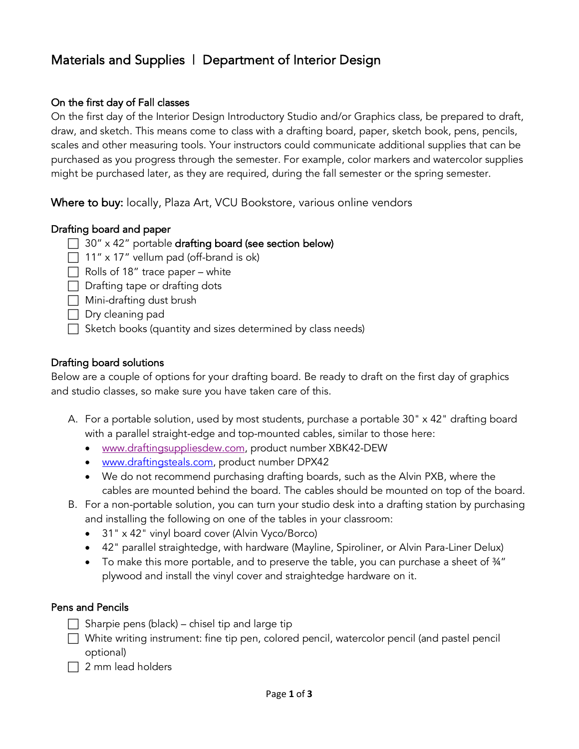# Materials and Supplies | Department of Interior Design

## On the first day of Fall classes

On the first day of the Interior Design Introductory Studio and/or Graphics class, be prepared to draft, draw, and sketch. This means come to class with a drafting board, paper, sketch book, pens, pencils, scales and other measuring tools. Your instructors could communicate additional supplies that can be purchased as you progress through the semester. For example, color markers and watercolor supplies might be purchased later, as they are required, during the fall semester or the spring semester.

**Where to buy:** locally, Plaza Art, VCU Bookstore, various online vendors

## Drafting board and paper

- [ ] 30" x 42" portable **drafting board (see section below)**
- [ ] 11" x 17" vellum pad (off-brand is ok)
- [ ] Rolls of 18" trace paper – white
- [ ] Drafting tape or drafting dots
- [ ] Mini-drafting dust brush
- [ ] Dry cleaning pad
- [ ] Sketch books (quantity and sizes determined by class needs)

## Drafting board solutions

Below are a couple of options for your drafting board. Be ready to draft on the first day of graphics and studio classes, so make sure you have taken care of this.

A. For a portable solution, used by most students, purchase a portable 30" x 42" drafting board with a parallel straight-edge and top-mounted cables, similar to those here:
   - www.draftingsuppliesdew.com, product number XBK42-DEW
   - www.draftingsteals.com, product number DPX42
   - We do not recommend purchasing drafting boards, such as the Alvin PXB, where the cables are mounted behind the board. The cables should be mounted on top of the board.

B. For a non-portable solution, you can turn your studio desk into a drafting station by purchasing and installing the following on one of the tables in your classroom:
   - 31" x 42" vinyl board cover (Alvin Vyco/Borco)
   - 42" parallel straightedge, with hardware (Mayline, Spiroliner, or Alvin Para-Liner Delux)
   - To make this more portable, and to preserve the table, you can purchase a sheet of ¾" plywood and install the vinyl cover and straightedge hardware on it.

## Pens and Pencils

- [ ] Sharpie pens (black) – chisel tip and large tip
- [ ] White writing instrument: fine tip pen, colored pencil, watercolor pencil (and pastel pencil optional)
- [ ] 2 mm lead holders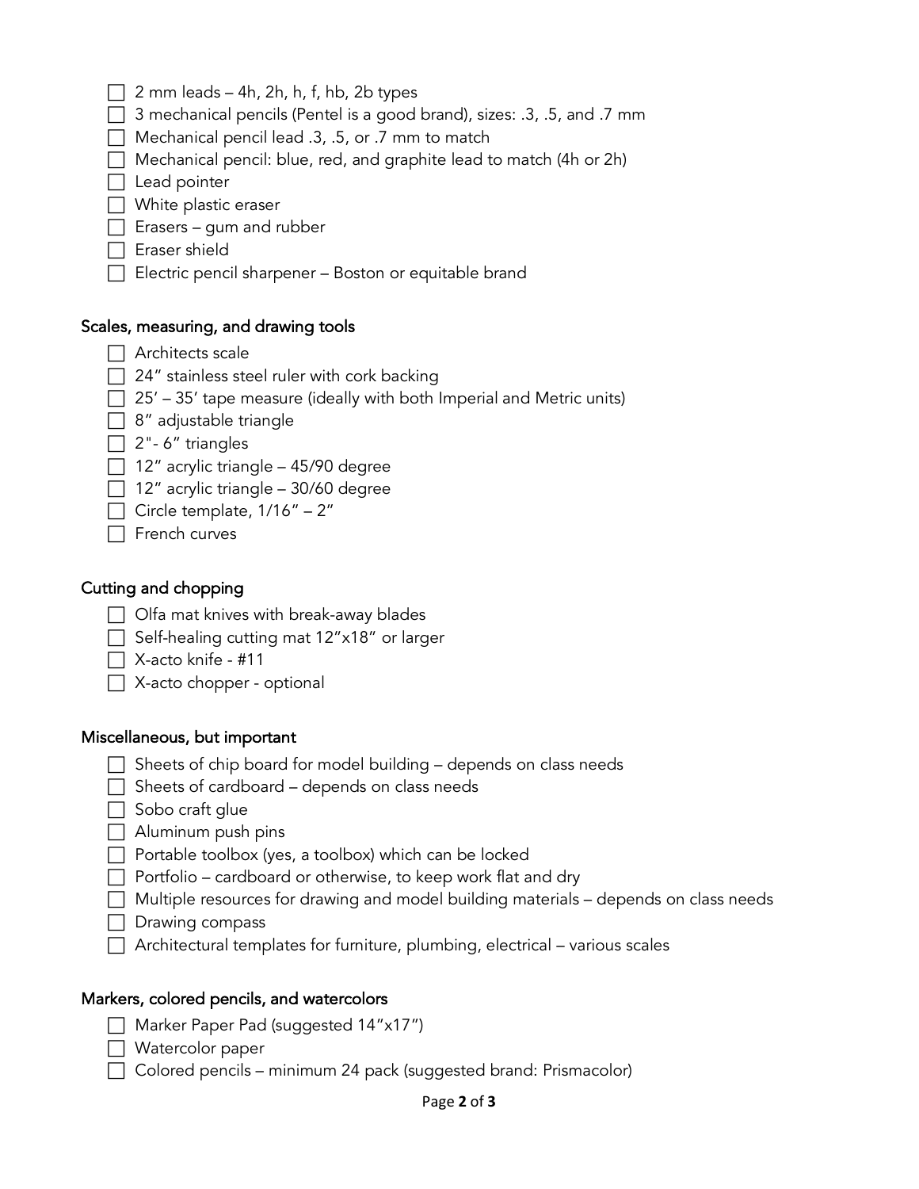- [ ] 2 mm leads – 4h, 2h, h, f, hb, 2b types
- [ ] 3 mechanical pencils (Pentel is a good brand), sizes: .3, .5, and .7 mm
- [ ] Mechanical pencil lead .3, .5, or .7 mm to match
- [ ] Mechanical pencil: blue, red, and graphite lead to match (4h or 2h)
- [ ] Lead pointer
- [ ] White plastic eraser
- [ ] Erasers – gum and rubber
- [ ] Eraser shield
- [ ] Electric pencil sharpener – Boston or equitable brand

### Scales, measuring, and drawing tools

- [ ] Architects scale
- [ ] 24" stainless steel ruler with cork backing
- [ ] 25' – 35' tape measure (ideally with both Imperial and Metric units)
- [ ] 8" adjustable triangle
- [ ] 2"- 6" triangles
- [ ] 12" acrylic triangle – 45/90 degree
- [ ] 12" acrylic triangle – 30/60 degree
- [ ] Circle template, 1/16" – 2"
- [ ] French curves

### Cutting and chopping

- [ ] Olfa mat knives with break-away blades
- [ ] Self-healing cutting mat 12"x18" or larger
- [ ] X-acto knife - #11
- [ ] X-acto chopper - optional

### Miscellaneous, but important

- [ ] Sheets of chip board for model building – depends on class needs
- [ ] Sheets of cardboard – depends on class needs
- [ ] Sobo craft glue
- [ ] Aluminum push pins
- [ ] Portable toolbox (yes, a toolbox) which can be locked
- [ ] Portfolio – cardboard or otherwise, to keep work flat and dry
- [ ] Multiple resources for drawing and model building materials – depends on class needs
- [ ] Drawing compass
- [ ] Architectural templates for furniture, plumbing, electrical – various scales

### Markers, colored pencils, and watercolors

- [ ] Marker Paper Pad (suggested 14"x17")
- [ ] Watercolor paper
- [ ] Colored pencils – minimum 24 pack (suggested brand: Prismacolor)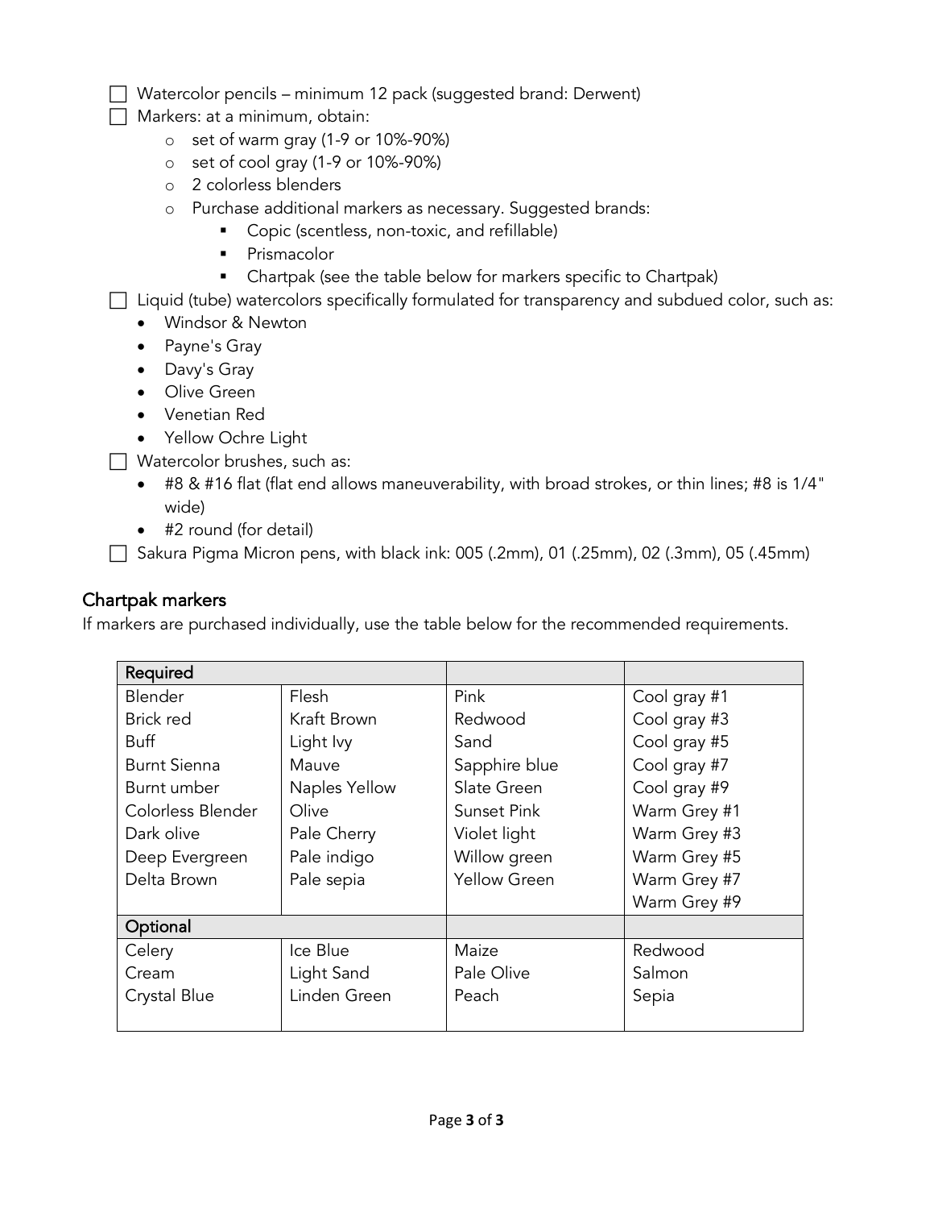- [ ] Watercolor pencils – minimum 12 pack (suggested brand: Derwent)
- [ ] Markers: at a minimum, obtain:
    - set of warm gray (1-9 or 10%-90%)
    - set of cool gray (1-9 or 10%-90%)
    - 2 colorless blenders
    - Purchase additional markers as necessary. Suggested brands:
        - Copic (scentless, non-toxic, and refillable)
        - Prismacolor
        - Chartpak (see the table below for markers specific to Chartpak)
- [ ] Liquid (tube) watercolors specifically formulated for transparency and subdued color, such as:
    - Windsor & Newton
    - Payne's Gray
    - Davy's Gray
    - Olive Green
    - Venetian Red
    - Yellow Ochre Light
- [ ] Watercolor brushes, such as:
    - #8 & #16 flat (flat end allows maneuverability, with broad strokes, or thin lines; #8 is 1/4" wide)
    - #2 round (for detail)
- [ ] Sakura Pigma Micron pens, with black ink: 005 (.2mm), 01 (.25mm), 02 (.3mm), 05 (.45mm)

## Chartpak markers

If markers are purchased individually, use the table below for the recommended requirements.

| Required | | | |
|---|---|---|---|
| Blender | Flesh | Pink | Cool gray #1 |
| Brick red | Kraft Brown | Redwood | Cool gray #3 |
| Buff | Light Ivy | Sand | Cool gray #5 |
| Burnt Sienna | Mauve | Sapphire blue | Cool gray #7 |
| Burnt umber | Naples Yellow | Slate Green | Cool gray #9 |
| Colorless Blender | Olive | Sunset Pink | Warm Grey #1 |
| Dark olive | Pale Cherry | Violet light | Warm Grey #3 |
| Deep Evergreen | Pale indigo | Willow green | Warm Grey #5 |
| Delta Brown | Pale sepia | Yellow Green | Warm Grey #7 |
| | | | Warm Grey #9 |
| **Optional** | | | |
| Celery | Ice Blue | Maize | Redwood |
| Cream | Light Sand | Pale Olive | Salmon |
| Crystal Blue | Linden Green | Peach | Sepia |